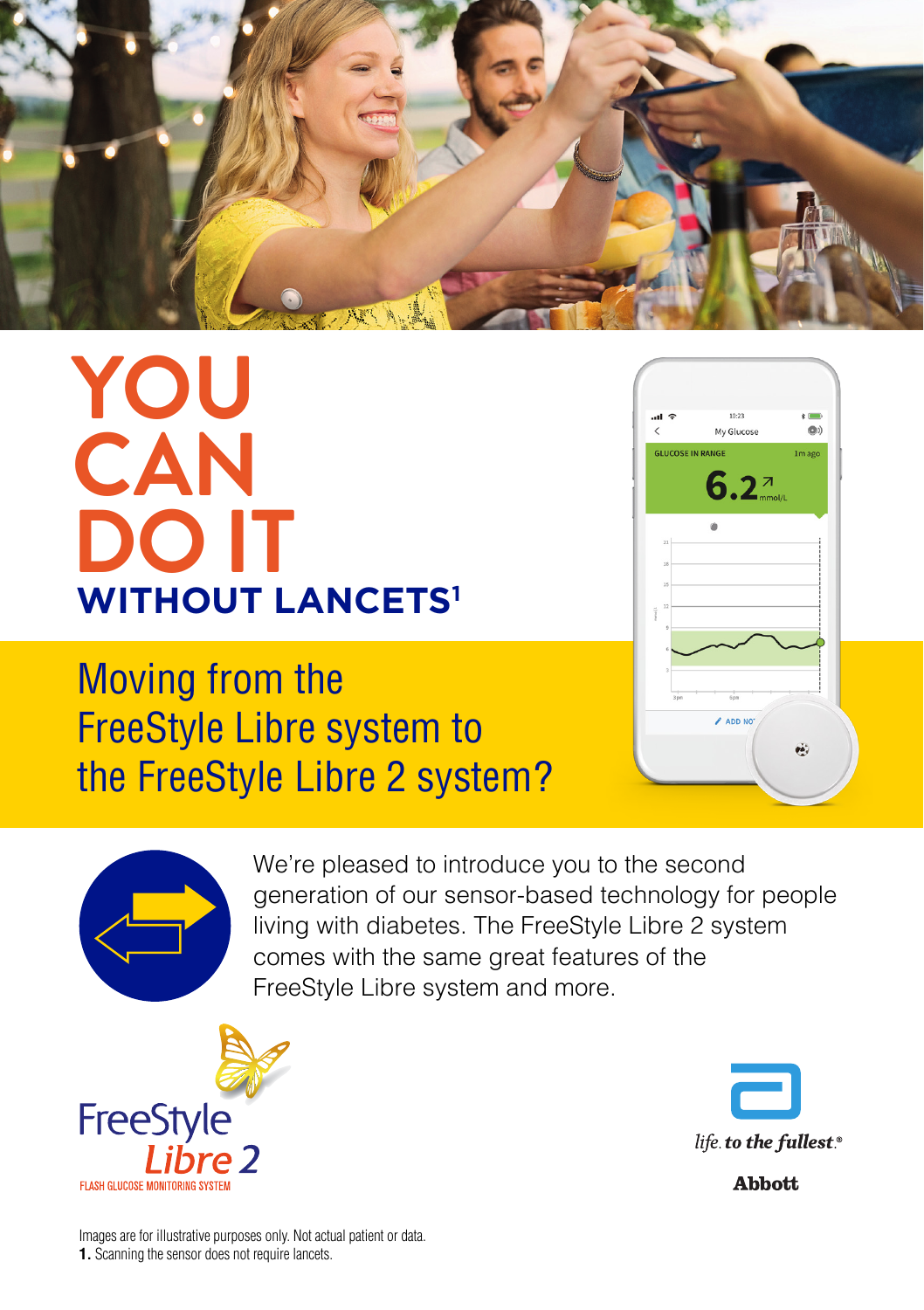# YOU CAN DO IT

## WITHOUT LANCETS[1]

## Moving from the FreeStyle Libre system to the FreeStyle Libre 2 system?

We're pleased to introduce you to the second generation of our sensor-based technology for people living with diabetes. The FreeStyle Libre 2 system comes with the same great features of the FreeStyle Libre system and more.

FreeStyle Libre 2
FLASH GLUCOSE MONITORING SYSTEM

life. to the fullest.®
Abbott

Images are for illustrative purposes only. Not actual patient or data.

**1.** Scanning the sensor does not require lancets.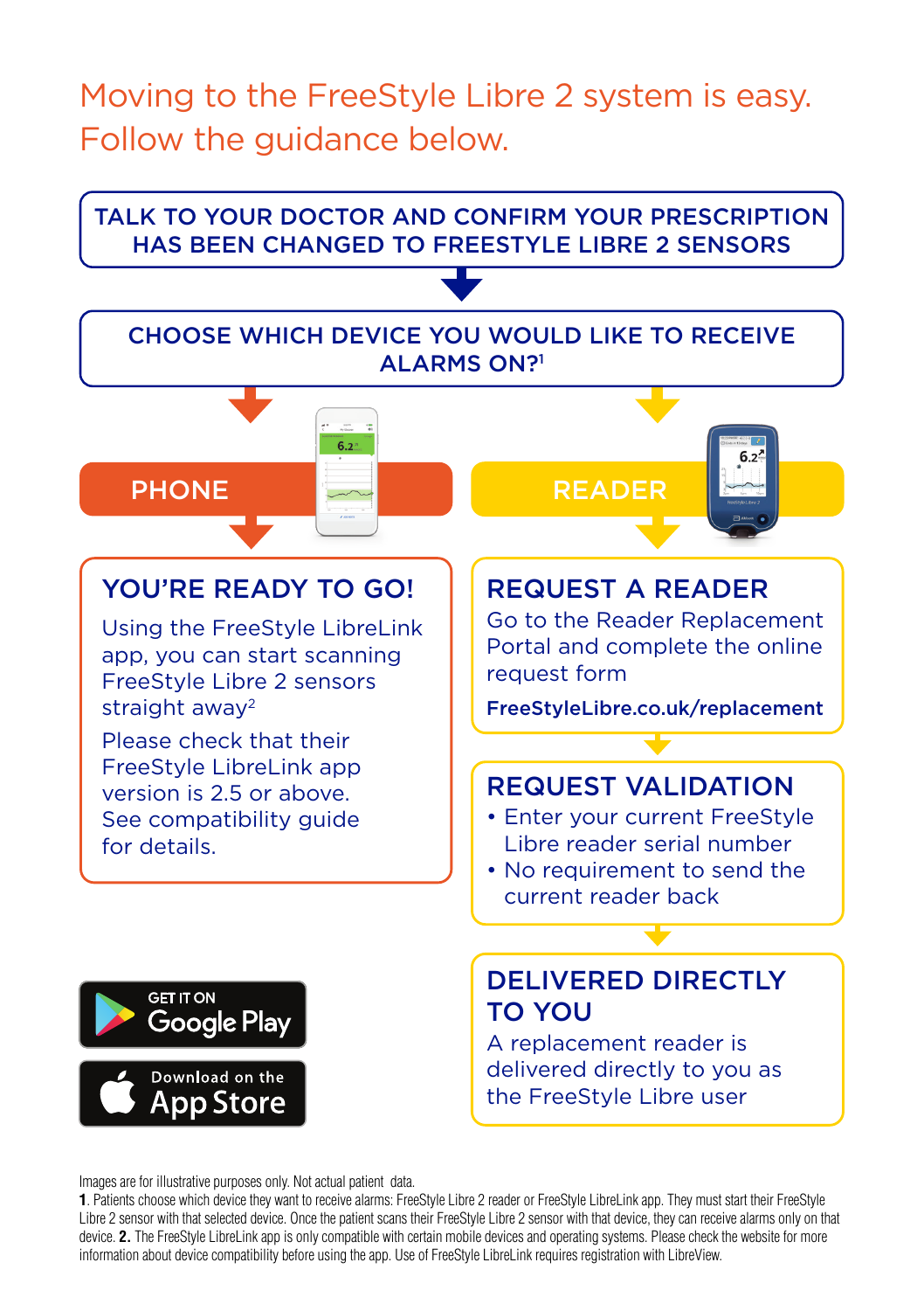# Moving to the FreeStyle Libre 2 system is easy. Follow the guidance below.

**TALK TO YOUR DOCTOR AND CONFIRM YOUR PRESCRIPTION HAS BEEN CHANGED TO FREESTYLE LIBRE 2 SENSORS**

**CHOOSE WHICH DEVICE YOU WOULD LIKE TO RECEIVE ALARMS ON?**[1]

## PHONE

### YOU'RE READY TO GO!

Using the FreeStyle LibreLink app, you can start scanning FreeStyle Libre 2 sensors straight away[2]

Please check that their FreeStyle LibreLink app version is 2.5 or above. See compatibility guide for details.

GET IT ON Google Play

Download on the App Store

## READER

### REQUEST A READER

Go to the Reader Replacement Portal and complete the online request form

**FreeStyleLibre.co.uk/replacement**

### REQUEST VALIDATION

- Enter your current FreeStyle Libre reader serial number
- No requirement to send the current reader back

### DELIVERED DIRECTLY TO YOU

A replacement reader is delivered directly to you as the FreeStyle Libre user

Images are for illustrative purposes only. Not actual patient data.

**1**. Patients choose which device they want to receive alarms: FreeStyle Libre 2 reader or FreeStyle LibreLink app. They must start their FreeStyle Libre 2 sensor with that selected device. Once the patient scans their FreeStyle Libre 2 sensor with that device, they can receive alarms only on that device. **2.** The FreeStyle LibreLink app is only compatible with certain mobile devices and operating systems. Please check the website for more information about device compatibility before using the app. Use of FreeStyle LibreLink requires registration with LibreView.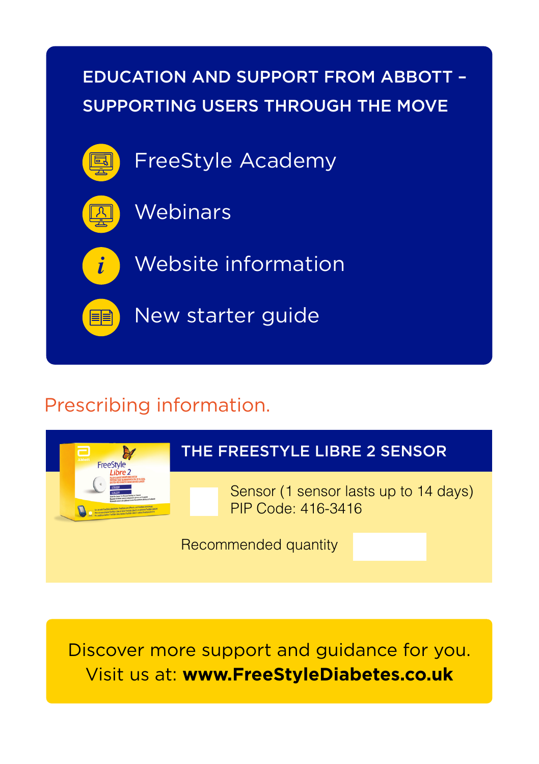## EDUCATION AND SUPPORT FROM ABBOTT – SUPPORTING USERS THROUGH THE MOVE

- FreeStyle Academy
- Webinars
- Website information
- New starter guide

## Prescribing information.

### THE FREESTYLE LIBRE 2 SENSOR

Sensor (1 sensor lasts up to 14 days)
PIP Code: 416-3416

Recommended quantity

Discover more support and guidance for you.
Visit us at: **www.FreeStyleDiabetes.co.uk**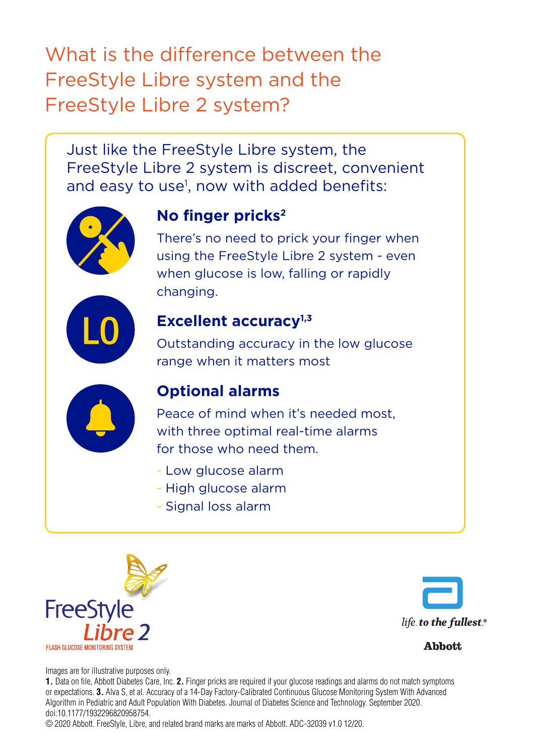# What is the difference between the FreeStyle Libre system and the FreeStyle Libre 2 system?

Just like the FreeStyle Libre system, the FreeStyle Libre 2 system is discreet, convenient and easy to use[1], now with added benefits:

### No finger pricks[2]

There's no need to prick your finger when using the FreeStyle Libre 2 system - even when glucose is low, falling or rapidly changing.

### Excellent accuracy[1,3]

Outstanding accuracy in the low glucose range when it matters most

### Optional alarms

Peace of mind when it's needed most, with three optimal real-time alarms for those who need them.

- Low glucose alarm
- High glucose alarm
- Signal loss alarm

FreeStyle Libre 2
FLASH GLUCOSE MONITORING SYSTEM

life. to the fullest.®

Abbott

Images are for illustrative purposes only.

**1.** Data on file, Abbott Diabetes Care, Inc. **2.** Finger pricks are required if your glucose readings and alarms do not match symptoms or expectations. **3.** Alva S, et al. Accuracy of a 14-Day Factory-Calibrated Continuous Glucose Monitoring System With Advanced Algorithm in Pediatric and Adult Population With Diabetes. Journal of Diabetes Science and Technology. September 2020. doi:10.1177/1932296820958754.

© 2020 Abbott. FreeStyle, Libre, and related brand marks are marks of Abbott. ADC-32039 v1.0 12/20.